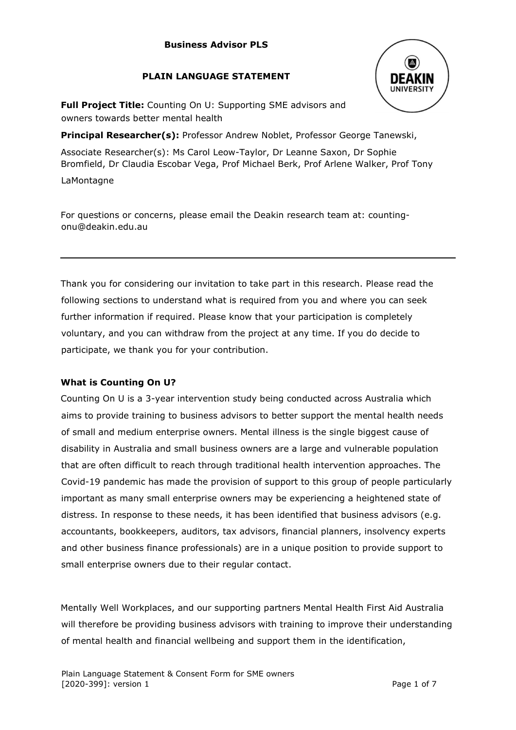**Business Advisor PLS**

**PLAIN LANGUAGE STATEMENT**

**Full Project Title:** Counting On U: Supporting SME advisors and owners towards better mental health

**Principal Researcher(s):** Professor Andrew Noblet, Professor George Tanewski,

Associate Researcher(s): Ms Carol Leow-Taylor, Dr Leanne Saxon, Dr Sophie Bromfield, Dr Claudia Escobar Vega, Prof Michael Berk, Prof Arlene Walker, Prof Tony LaMontagne

For questions or concerns, please email the Deakin research team at: counting-onu@deakin.edu.au

---

Thank you for considering our invitation to take part in this research. Please read the following sections to understand what is required from you and where you can seek further information if required. Please know that your participation is completely voluntary, and you can withdraw from the project at any time. If you do decide to participate, we thank you for your contribution.

### What is Counting On U?

Counting On U is a 3-year intervention study being conducted across Australia which aims to provide training to business advisors to better support the mental health needs of small and medium enterprise owners. Mental illness is the single biggest cause of disability in Australia and small business owners are a large and vulnerable population that are often difficult to reach through traditional health intervention approaches. The Covid-19 pandemic has made the provision of support to this group of people particularly important as many small enterprise owners may be experiencing a heightened state of distress. In response to these needs, it has been identified that business advisors (e.g. accountants, bookkeepers, auditors, tax advisors, financial planners, insolvency experts and other business finance professionals) are in a unique position to provide support to small enterprise owners due to their regular contact.

Mentally Well Workplaces, and our supporting partners Mental Health First Aid Australia will therefore be providing business advisors with training to improve their understanding of mental health and financial wellbeing and support them in the identification,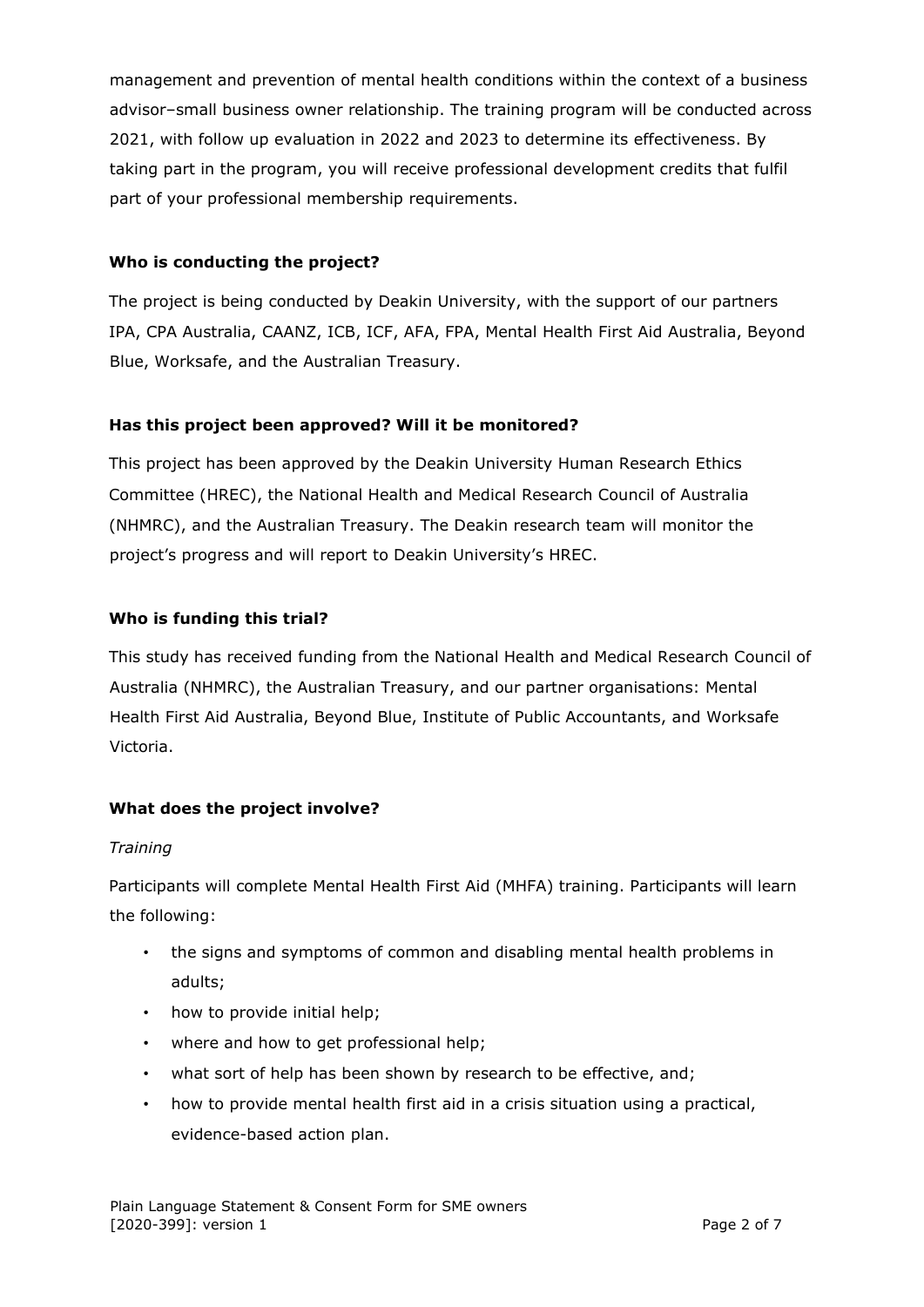management and prevention of mental health conditions within the context of a business advisor–small business owner relationship. The training program will be conducted across 2021, with follow up evaluation in 2022 and 2023 to determine its effectiveness. By taking part in the program, you will receive professional development credits that fulfil part of your professional membership requirements.

**Who is conducting the project?**

The project is being conducted by Deakin University, with the support of our partners IPA, CPA Australia, CAANZ, ICB, ICF, AFA, FPA, Mental Health First Aid Australia, Beyond Blue, Worksafe, and the Australian Treasury.

**Has this project been approved? Will it be monitored?**

This project has been approved by the Deakin University Human Research Ethics Committee (HREC), the National Health and Medical Research Council of Australia (NHMRC), and the Australian Treasury. The Deakin research team will monitor the project's progress and will report to Deakin University's HREC.

**Who is funding this trial?**

This study has received funding from the National Health and Medical Research Council of Australia (NHMRC), the Australian Treasury, and our partner organisations: Mental Health First Aid Australia, Beyond Blue, Institute of Public Accountants, and Worksafe Victoria.

**What does the project involve?**

*Training*

Participants will complete Mental Health First Aid (MHFA) training. Participants will learn the following:

- the signs and symptoms of common and disabling mental health problems in adults;
- how to provide initial help;
- where and how to get professional help;
- what sort of help has been shown by research to be effective, and;
- how to provide mental health first aid in a crisis situation using a practical, evidence-based action plan.

Plain Language Statement & Consent Form for SME owners
[2020-399]: version 1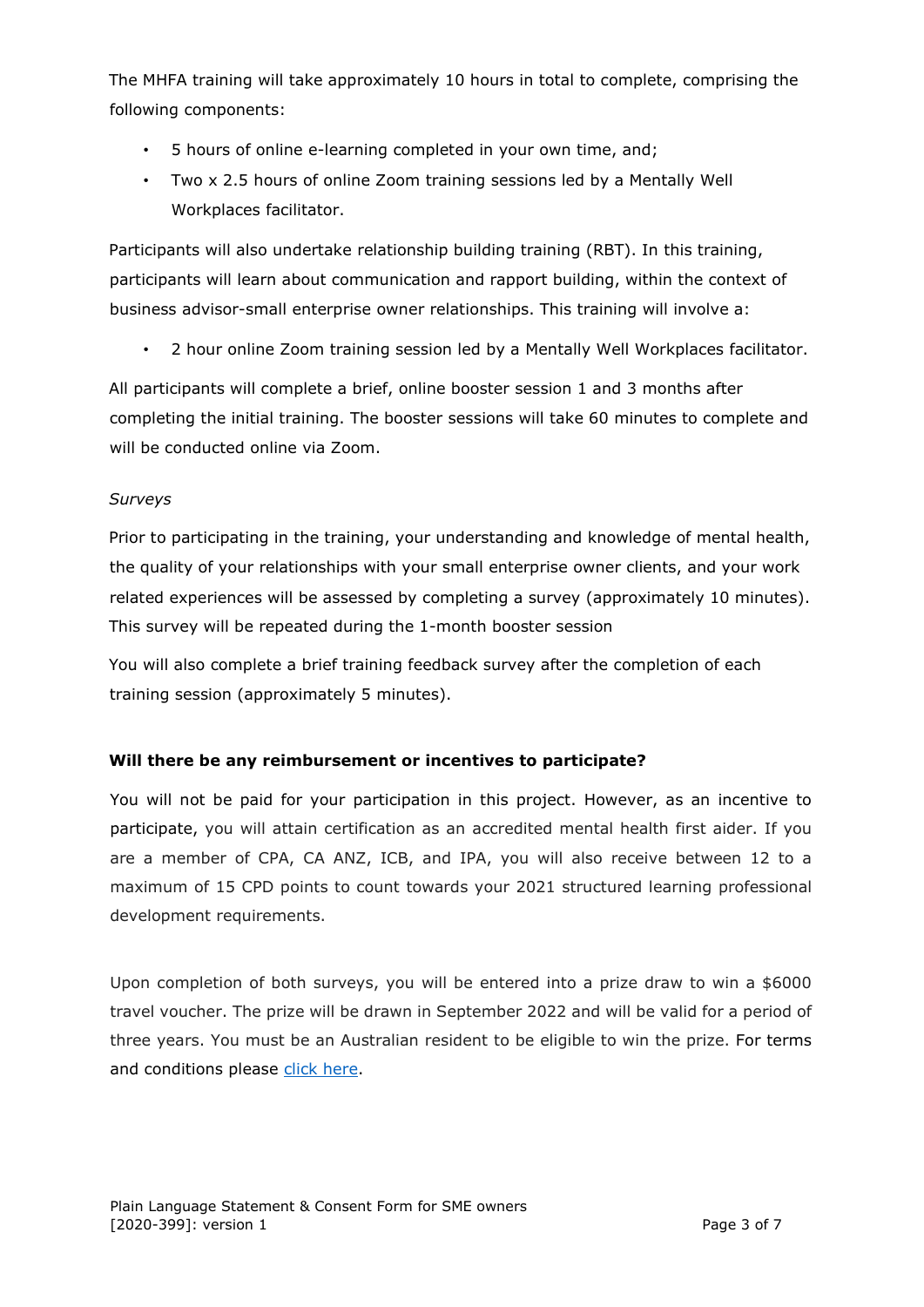The MHFA training will take approximately 10 hours in total to complete, comprising the following components:

- 5 hours of online e-learning completed in your own time, and;
- Two x 2.5 hours of online Zoom training sessions led by a Mentally Well Workplaces facilitator.

Participants will also undertake relationship building training (RBT). In this training, participants will learn about communication and rapport building, within the context of business advisor-small enterprise owner relationships. This training will involve a:

- 2 hour online Zoom training session led by a Mentally Well Workplaces facilitator.

All participants will complete a brief, online booster session 1 and 3 months after completing the initial training. The booster sessions will take 60 minutes to complete and will be conducted online via Zoom.

*Surveys*

Prior to participating in the training, your understanding and knowledge of mental health, the quality of your relationships with your small enterprise owner clients, and your work related experiences will be assessed by completing a survey (approximately 10 minutes). This survey will be repeated during the 1-month booster session

You will also complete a brief training feedback survey after the completion of each training session (approximately 5 minutes).

**Will there be any reimbursement or incentives to participate?**

You will not be paid for your participation in this project. However, as an incentive to participate, you will attain certification as an accredited mental health first aider. If you are a member of CPA, CA ANZ, ICB, and IPA, you will also receive between 12 to a maximum of 15 CPD points to count towards your 2021 structured learning professional development requirements.

Upon completion of both surveys, you will be entered into a prize draw to win a $6000 travel voucher. The prize will be drawn in September 2022 and will be valid for a period of three years. You must be an Australian resident to be eligible to win the prize. For terms and conditions please click here.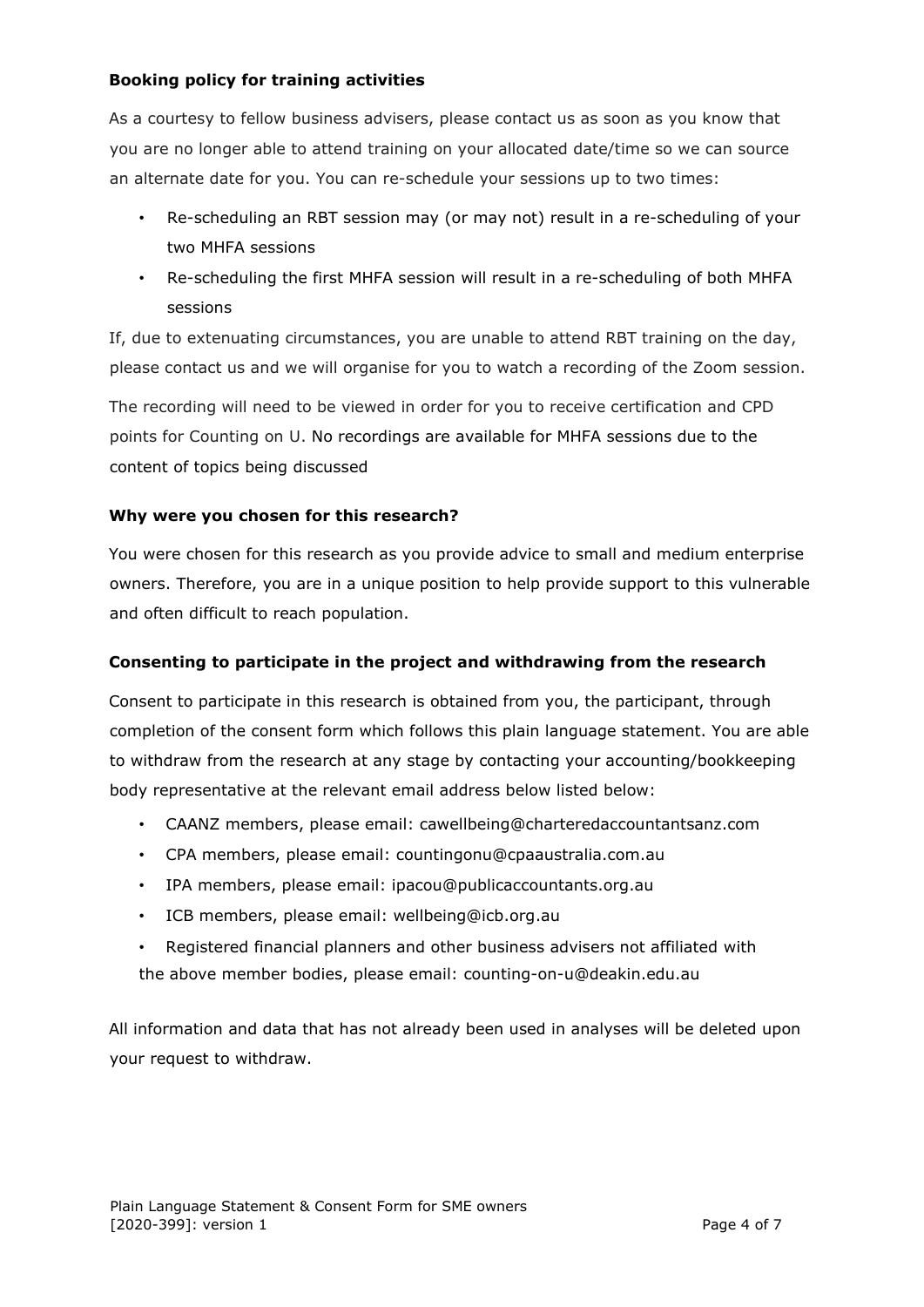**Booking policy for training activities**

As a courtesy to fellow business advisers, please contact us as soon as you know that you are no longer able to attend training on your allocated date/time so we can source an alternate date for you. You can re-schedule your sessions up to two times:

- Re-scheduling an RBT session may (or may not) result in a re-scheduling of your two MHFA sessions
- Re-scheduling the first MHFA session will result in a re-scheduling of both MHFA sessions

If, due to extenuating circumstances, you are unable to attend RBT training on the day, please contact us and we will organise for you to watch a recording of the Zoom session.

The recording will need to be viewed in order for you to receive certification and CPD points for Counting on U. No recordings are available for MHFA sessions due to the content of topics being discussed

**Why were you chosen for this research?**

You were chosen for this research as you provide advice to small and medium enterprise owners. Therefore, you are in a unique position to help provide support to this vulnerable and often difficult to reach population.

**Consenting to participate in the project and withdrawing from the research**

Consent to participate in this research is obtained from you, the participant, through completion of the consent form which follows this plain language statement. You are able to withdraw from the research at any stage by contacting your accounting/bookkeeping body representative at the relevant email address below listed below:

- CAANZ members, please email: cawellbeing@charteredaccountantsanz.com
- CPA members, please email: countingonu@cpaaustralia.com.au
- IPA members, please email: ipacou@publicaccountants.org.au
- ICB members, please email: wellbeing@icb.org.au
- Registered financial planners and other business advisers not affiliated with the above member bodies, please email: counting-on-u@deakin.edu.au

All information and data that has not already been used in analyses will be deleted upon your request to withdraw.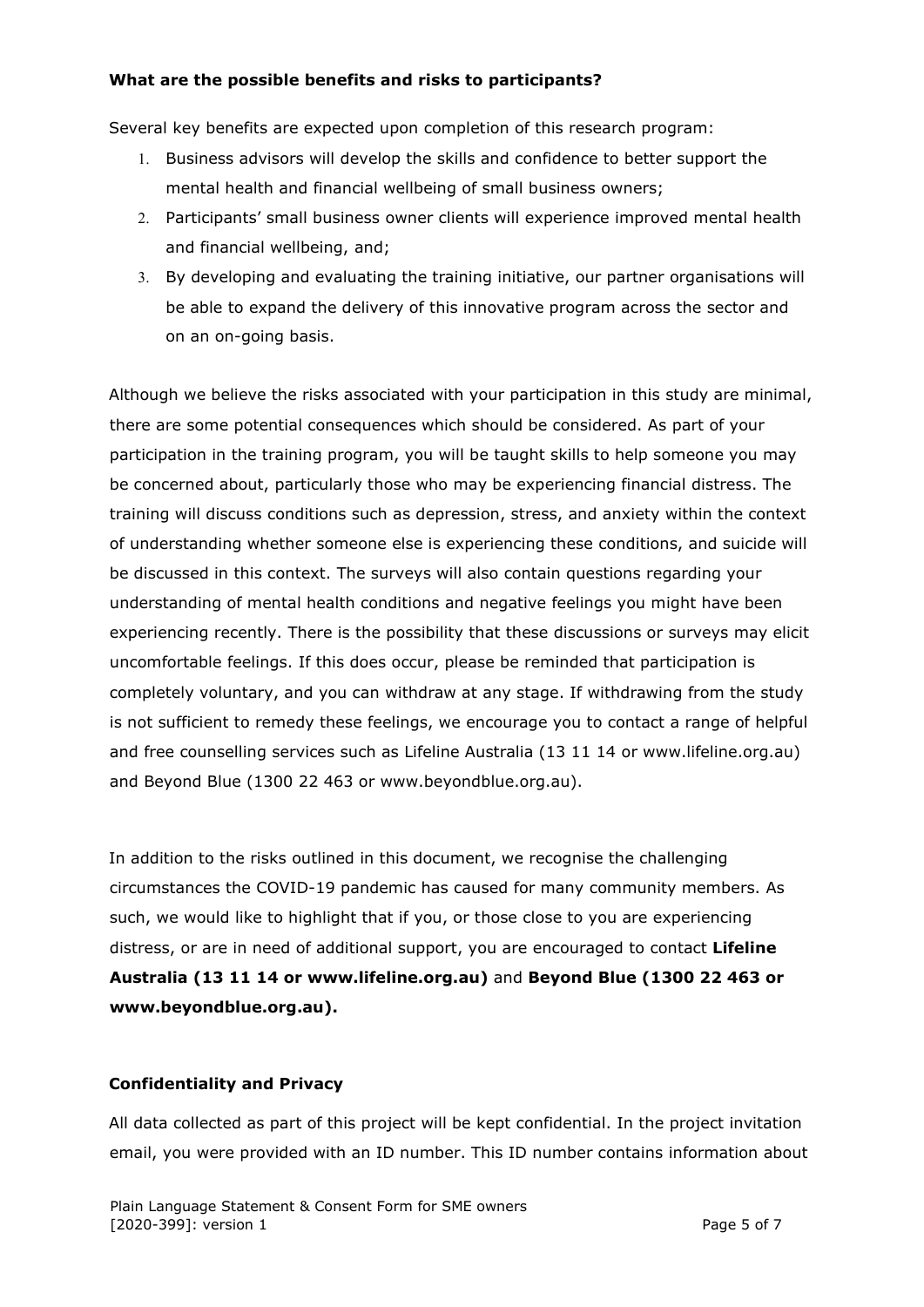**What are the possible benefits and risks to participants?**

Several key benefits are expected upon completion of this research program:

1. Business advisors will develop the skills and confidence to better support the mental health and financial wellbeing of small business owners;
2. Participants' small business owner clients will experience improved mental health and financial wellbeing, and;
3. By developing and evaluating the training initiative, our partner organisations will be able to expand the delivery of this innovative program across the sector and on an on-going basis.

Although we believe the risks associated with your participation in this study are minimal, there are some potential consequences which should be considered. As part of your participation in the training program, you will be taught skills to help someone you may be concerned about, particularly those who may be experiencing financial distress. The training will discuss conditions such as depression, stress, and anxiety within the context of understanding whether someone else is experiencing these conditions, and suicide will be discussed in this context. The surveys will also contain questions regarding your understanding of mental health conditions and negative feelings you might have been experiencing recently. There is the possibility that these discussions or surveys may elicit uncomfortable feelings. If this does occur, please be reminded that participation is completely voluntary, and you can withdraw at any stage. If withdrawing from the study is not sufficient to remedy these feelings, we encourage you to contact a range of helpful and free counselling services such as Lifeline Australia (13 11 14 or www.lifeline.org.au) and Beyond Blue (1300 22 463 or www.beyondblue.org.au).

In addition to the risks outlined in this document, we recognise the challenging circumstances the COVID-19 pandemic has caused for many community members. As such, we would like to highlight that if you, or those close to you are experiencing distress, or are in need of additional support, you are encouraged to contact **Lifeline Australia (13 11 14 or www.lifeline.org.au)** and **Beyond Blue (1300 22 463 or www.beyondblue.org.au).**

**Confidentiality and Privacy**

All data collected as part of this project will be kept confidential. In the project invitation email, you were provided with an ID number. This ID number contains information about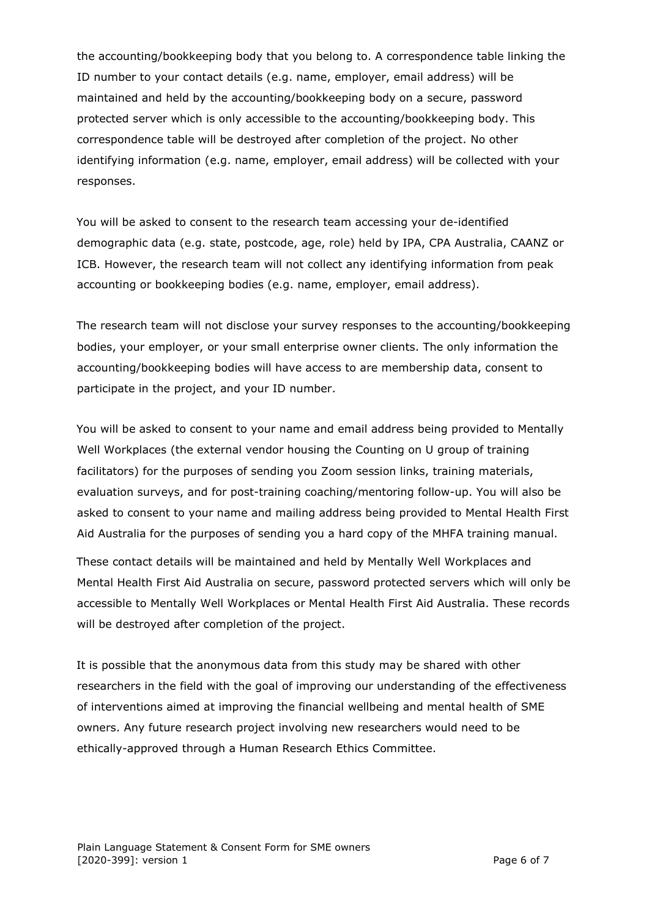the accounting/bookkeeping body that you belong to. A correspondence table linking the ID number to your contact details (e.g. name, employer, email address) will be maintained and held by the accounting/bookkeeping body on a secure, password protected server which is only accessible to the accounting/bookkeeping body. This correspondence table will be destroyed after completion of the project. No other identifying information (e.g. name, employer, email address) will be collected with your responses.

You will be asked to consent to the research team accessing your de-identified demographic data (e.g. state, postcode, age, role) held by IPA, CPA Australia, CAANZ or ICB. However, the research team will not collect any identifying information from peak accounting or bookkeeping bodies (e.g. name, employer, email address).

The research team will not disclose your survey responses to the accounting/bookkeeping bodies, your employer, or your small enterprise owner clients. The only information the accounting/bookkeeping bodies will have access to are membership data, consent to participate in the project, and your ID number.

You will be asked to consent to your name and email address being provided to Mentally Well Workplaces (the external vendor housing the Counting on U group of training facilitators) for the purposes of sending you Zoom session links, training materials, evaluation surveys, and for post-training coaching/mentoring follow-up. You will also be asked to consent to your name and mailing address being provided to Mental Health First Aid Australia for the purposes of sending you a hard copy of the MHFA training manual.

These contact details will be maintained and held by Mentally Well Workplaces and Mental Health First Aid Australia on secure, password protected servers which will only be accessible to Mentally Well Workplaces or Mental Health First Aid Australia. These records will be destroyed after completion of the project.

It is possible that the anonymous data from this study may be shared with other researchers in the field with the goal of improving our understanding of the effectiveness of interventions aimed at improving the financial wellbeing and mental health of SME owners. Any future research project involving new researchers would need to be ethically-approved through a Human Research Ethics Committee.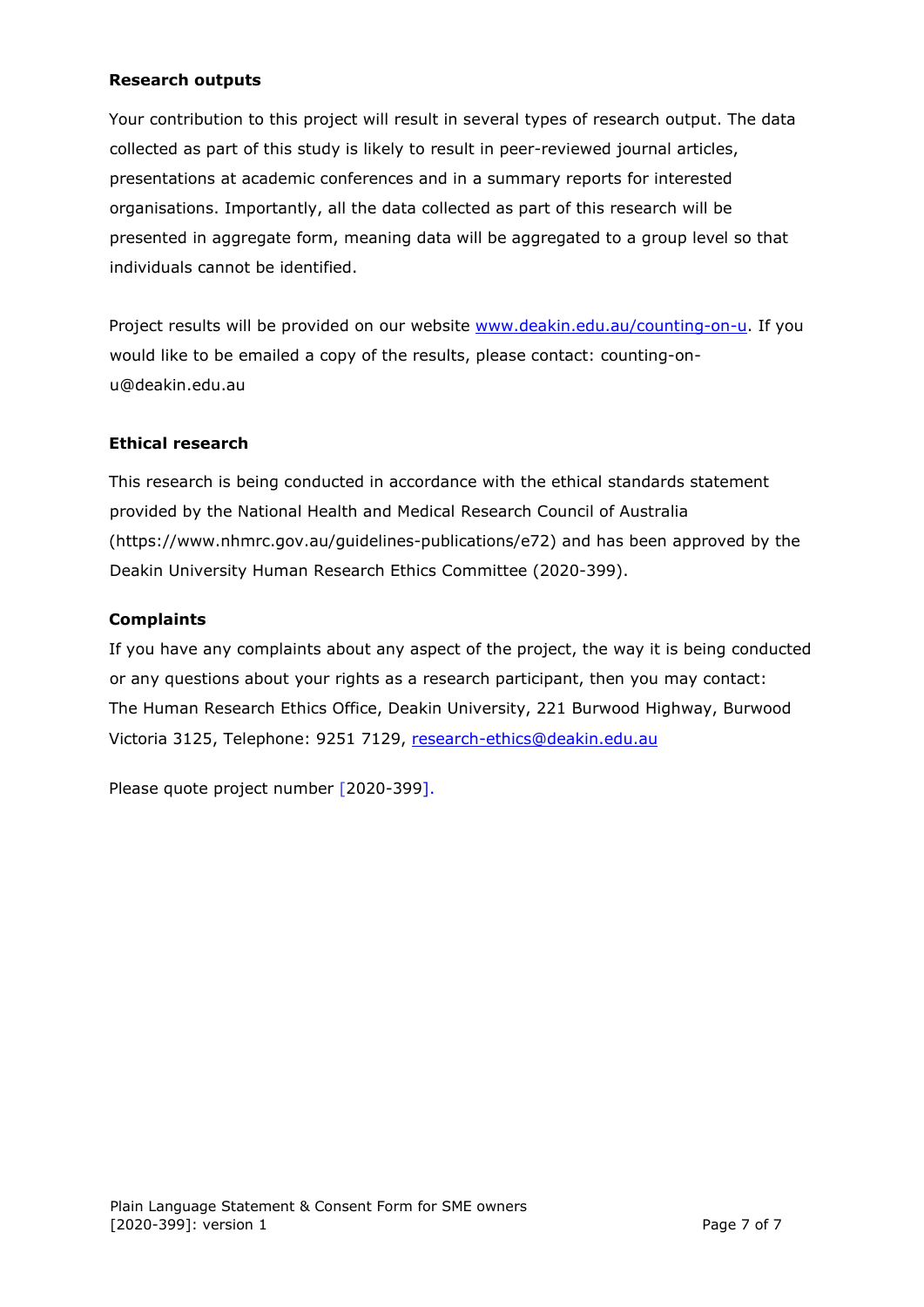**Research outputs**

Your contribution to this project will result in several types of research output. The data collected as part of this study is likely to result in peer-reviewed journal articles, presentations at academic conferences and in a summary reports for interested organisations. Importantly, all the data collected as part of this research will be presented in aggregate form, meaning data will be aggregated to a group level so that individuals cannot be identified.

Project results will be provided on our website www.deakin.edu.au/counting-on-u. If you would like to be emailed a copy of the results, please contact: counting-on-u@deakin.edu.au

**Ethical research**

This research is being conducted in accordance with the ethical standards statement provided by the National Health and Medical Research Council of Australia (https://www.nhmrc.gov.au/guidelines-publications/e72) and has been approved by the Deakin University Human Research Ethics Committee (2020-399).

**Complaints**

If you have any complaints about any aspect of the project, the way it is being conducted or any questions about your rights as a research participant, then you may contact:
The Human Research Ethics Office, Deakin University, 221 Burwood Highway, Burwood Victoria 3125, Telephone: 9251 7129, research-ethics@deakin.edu.au

Please quote project number [2020-399].